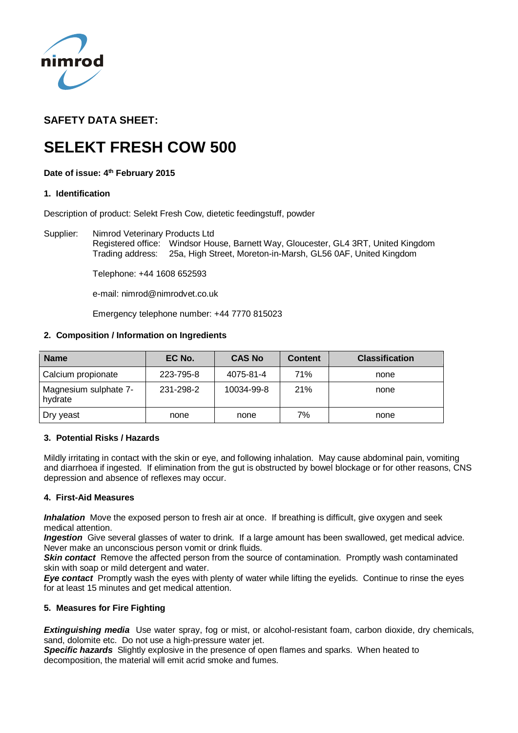nimrod

## SAFETY DATA SHEET:

# SELEKT FRESH COW 500

**Date of issue: 4th February 2015**

### 1. Identification

Description of product: Selekt Fresh Cow, dietetic feedingstuff, powder

Supplier: Nimrod Veterinary Products Ltd
Registered office: Windsor House, Barnett Way, Gloucester, GL4 3RT, United Kingdom
Trading address: 25a, High Street, Moreton-in-Marsh, GL56 0AF, United Kingdom

Telephone: +44 1608 652593

e-mail: nimrod@nimrodvet.co.uk

Emergency telephone number: +44 7770 815023

### 2. Composition / Information on Ingredients

| Name | EC No. | CAS No | Content | Classification |
|---|---|---|---|---|
| Calcium propionate | 223-795-8 | 4075-81-4 | 71% | none |
| Magnesium sulphate 7-hydrate | 231-298-2 | 10034-99-8 | 21% | none |
| Dry yeast | none | none | 7% | none |

### 3. Potential Risks / Hazards

Mildly irritating in contact with the skin or eye, and following inhalation. May cause abdominal pain, vomiting and diarrhoea if ingested. If elimination from the gut is obstructed by bowel blockage or for other reasons, CNS depression and absence of reflexes may occur.

### 4. First-Aid Measures

***Inhalation*** Move the exposed person to fresh air at once. If breathing is difficult, give oxygen and seek medical attention.
***Ingestion*** Give several glasses of water to drink. If a large amount has been swallowed, get medical advice. Never make an unconscious person vomit or drink fluids.
***Skin contact*** Remove the affected person from the source of contamination. Promptly wash contaminated skin with soap or mild detergent and water.
***Eye contact*** Promptly wash the eyes with plenty of water while lifting the eyelids. Continue to rinse the eyes for at least 15 minutes and get medical attention.

### 5. Measures for Fire Fighting

***Extinguishing media*** Use water spray, fog or mist, or alcohol-resistant foam, carbon dioxide, dry chemicals, sand, dolomite etc. Do not use a high-pressure water jet.
***Specific hazards*** Slightly explosive in the presence of open flames and sparks. When heated to decomposition, the material will emit acrid smoke and fumes.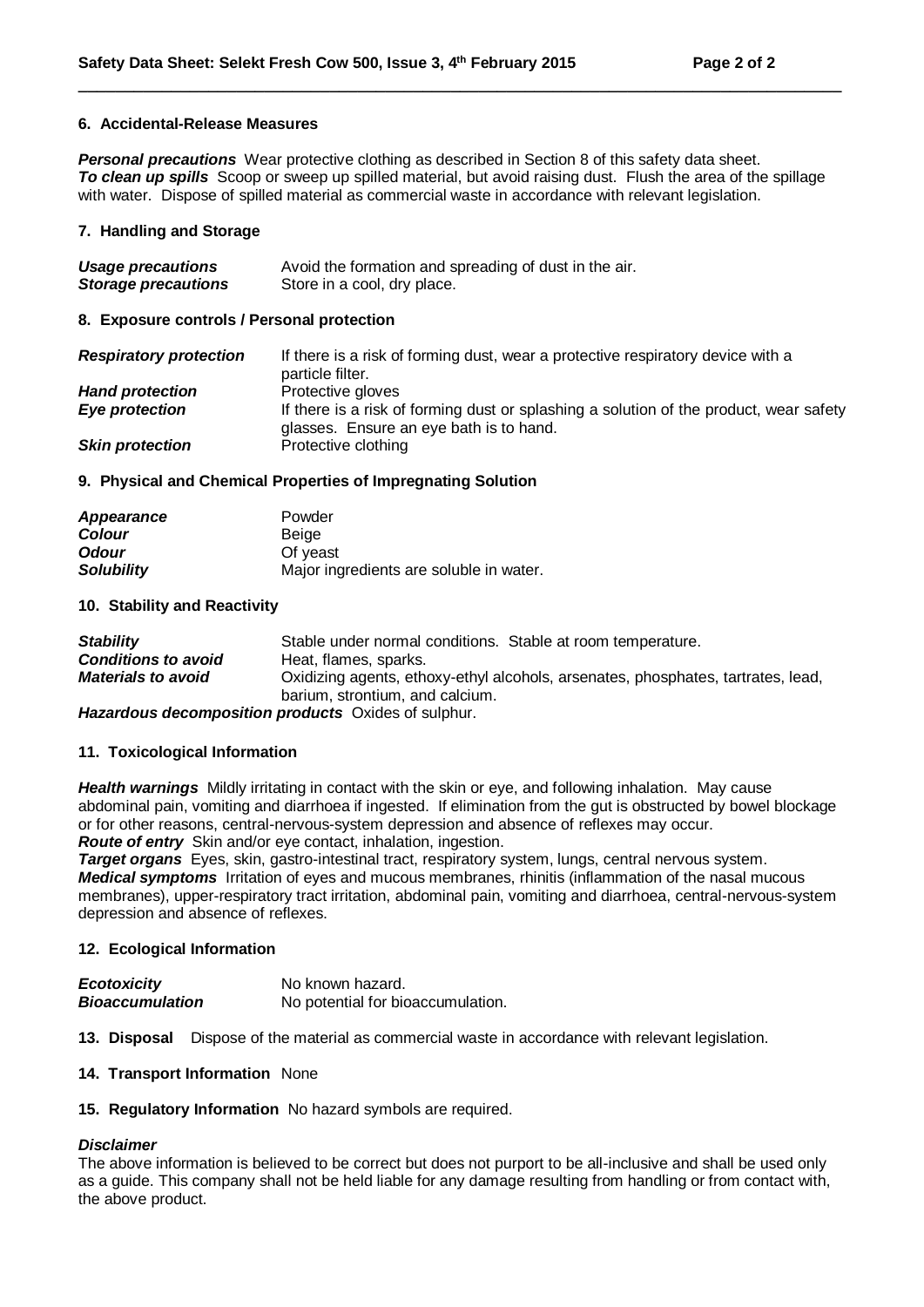### 6. Accidental-Release Measures

***Personal precautions*** Wear protective clothing as described in Section 8 of this safety data sheet.
***To clean up spills*** Scoop or sweep up spilled material, but avoid raising dust. Flush the area of the spillage with water. Dispose of spilled material as commercial waste in accordance with relevant legislation.

### 7. Handling and Storage

| | |
|---|---|
| ***Usage precautions*** | Avoid the formation and spreading of dust in the air. |
| ***Storage precautions*** | Store in a cool, dry place. |

### 8. Exposure controls / Personal protection

| | |
|---|---|
| ***Respiratory protection*** | If there is a risk of forming dust, wear a protective respiratory device with a particle filter. |
| ***Hand protection*** | Protective gloves |
| ***Eye protection*** | If there is a risk of forming dust or splashing a solution of the product, wear safety glasses. Ensure an eye bath is to hand. |
| ***Skin protection*** | Protective clothing |

### 9. Physical and Chemical Properties of Impregnating Solution

| | |
|---|---|
| ***Appearance*** | Powder |
| ***Colour*** | Beige |
| ***Odour*** | Of yeast |
| ***Solubility*** | Major ingredients are soluble in water. |

### 10. Stability and Reactivity

| | |
|---|---|
| ***Stability*** | Stable under normal conditions. Stable at room temperature. |
| ***Conditions to avoid*** | Heat, flames, sparks. |
| ***Materials to avoid*** | Oxidizing agents, ethoxy-ethyl alcohols, arsenates, phosphates, tartrates, lead, barium, strontium, and calcium. |

***Hazardous decomposition products*** Oxides of sulphur.

### 11. Toxicological Information

***Health warnings*** Mildly irritating in contact with the skin or eye, and following inhalation. May cause abdominal pain, vomiting and diarrhoea if ingested. If elimination from the gut is obstructed by bowel blockage or for other reasons, central-nervous-system depression and absence of reflexes may occur.
***Route of entry*** Skin and/or eye contact, inhalation, ingestion.
***Target organs*** Eyes, skin, gastro-intestinal tract, respiratory system, lungs, central nervous system.
***Medical symptoms*** Irritation of eyes and mucous membranes, rhinitis (inflammation of the nasal mucous membranes), upper-respiratory tract irritation, abdominal pain, vomiting and diarrhoea, central-nervous-system depression and absence of reflexes.

### 12. Ecological Information

| | |
|---|---|
| ***Ecotoxicity*** | No known hazard. |
| ***Bioaccumulation*** | No potential for bioaccumulation. |

**13. Disposal** Dispose of the material as commercial waste in accordance with relevant legislation.

**14. Transport Information** None

**15. Regulatory Information** No hazard symbols are required.

***Disclaimer***
The above information is believed to be correct but does not purport to be all-inclusive and shall be used only as a guide. This company shall not be held liable for any damage resulting from handling or from contact with, the above product.